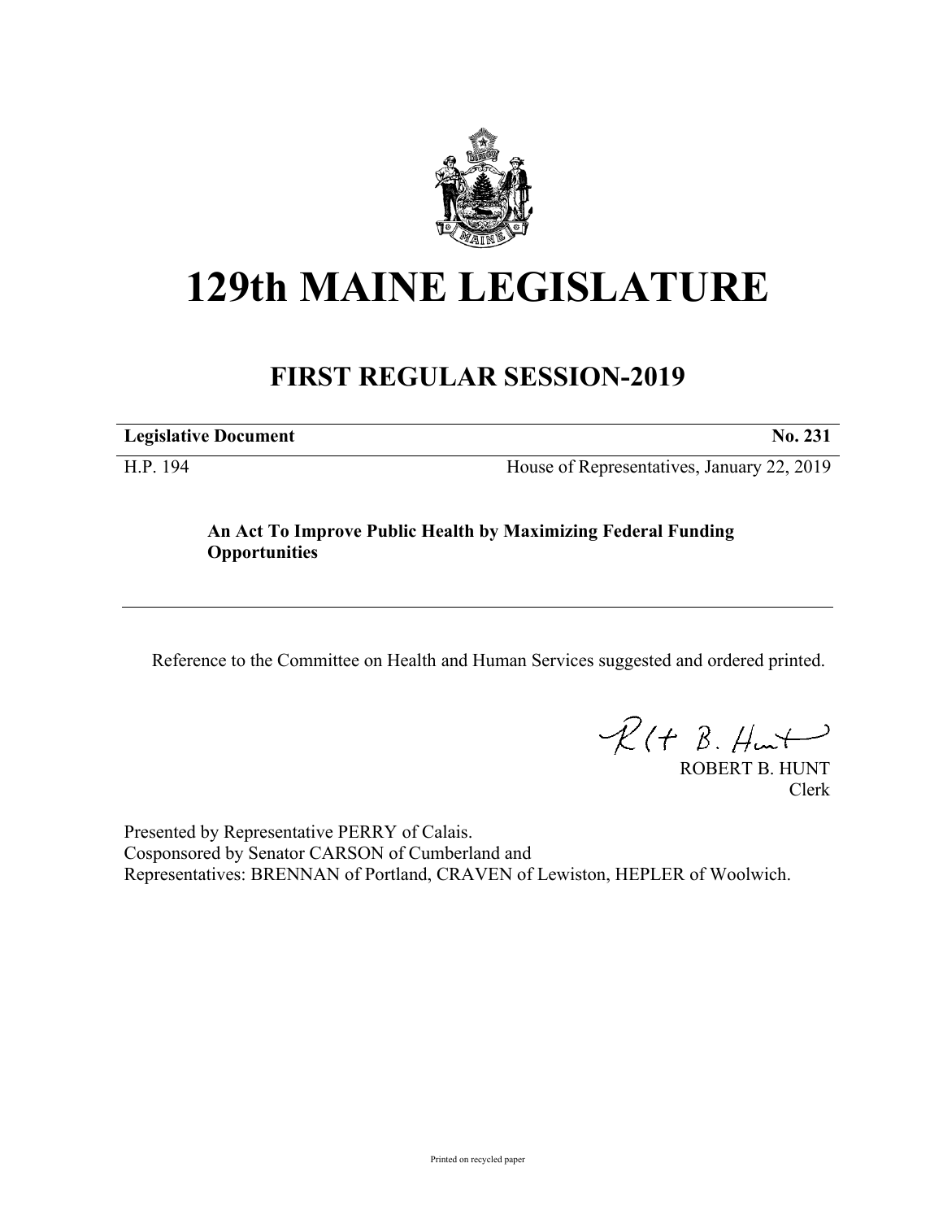# 129th MAINE LEGISLATURE

## FIRST REGULAR SESSION-2019

**Legislative Document** **No. 231**

H.P. 194 House of Representatives, January 22, 2019

**An Act To Improve Public Health by Maximizing Federal Funding Opportunities**

Reference to the Committee on Health and Human Services suggested and ordered printed.

ROBERT B. HUNT
Clerk

Presented by Representative PERRY of Calais.
Cosponsored by Senator CARSON of Cumberland and
Representatives: BRENNAN of Portland, CRAVEN of Lewiston, HEPLER of Woolwich.

Printed on recycled paper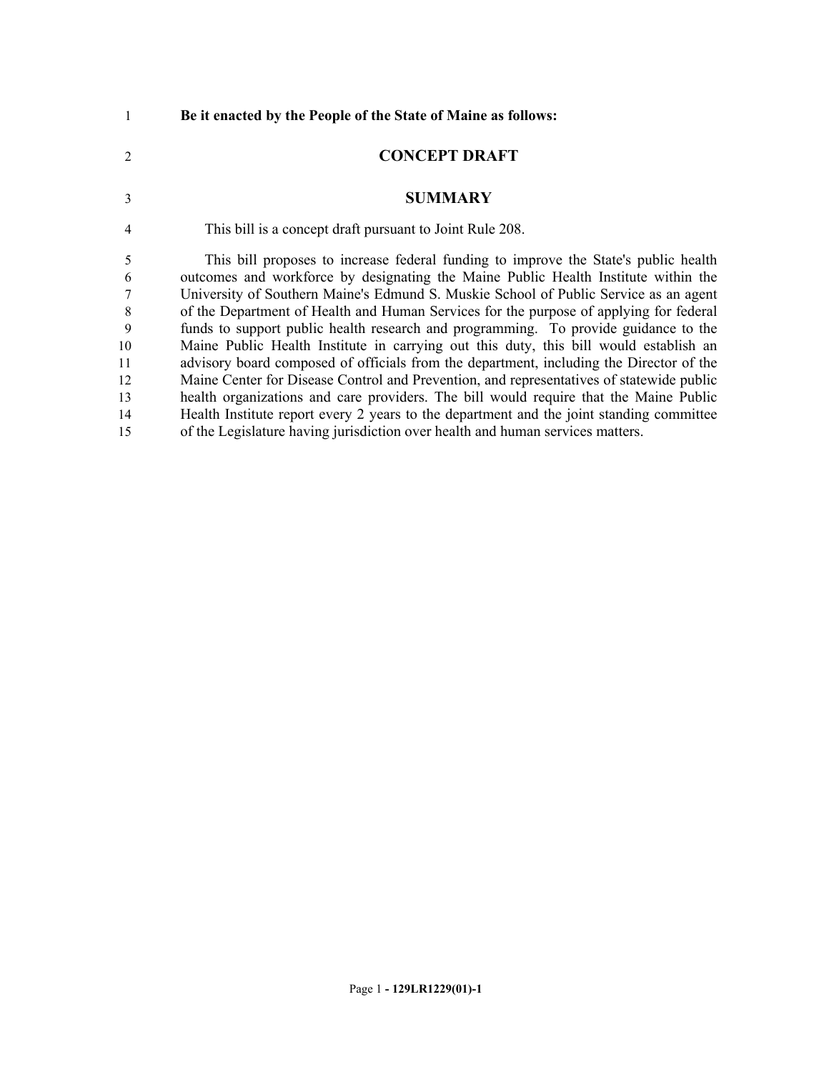**Be it enacted by the People of the State of Maine as follows:**

## CONCEPT DRAFT

## SUMMARY

This bill is a concept draft pursuant to Joint Rule 208.

This bill proposes to increase federal funding to improve the State's public health outcomes and workforce by designating the Maine Public Health Institute within the University of Southern Maine's Edmund S. Muskie School of Public Service as an agent of the Department of Health and Human Services for the purpose of applying for federal funds to support public health research and programming. To provide guidance to the Maine Public Health Institute in carrying out this duty, this bill would establish an advisory board composed of officials from the department, including the Director of the Maine Center for Disease Control and Prevention, and representatives of statewide public health organizations and care providers. The bill would require that the Maine Public Health Institute report every 2 years to the department and the joint standing committee of the Legislature having jurisdiction over health and human services matters.